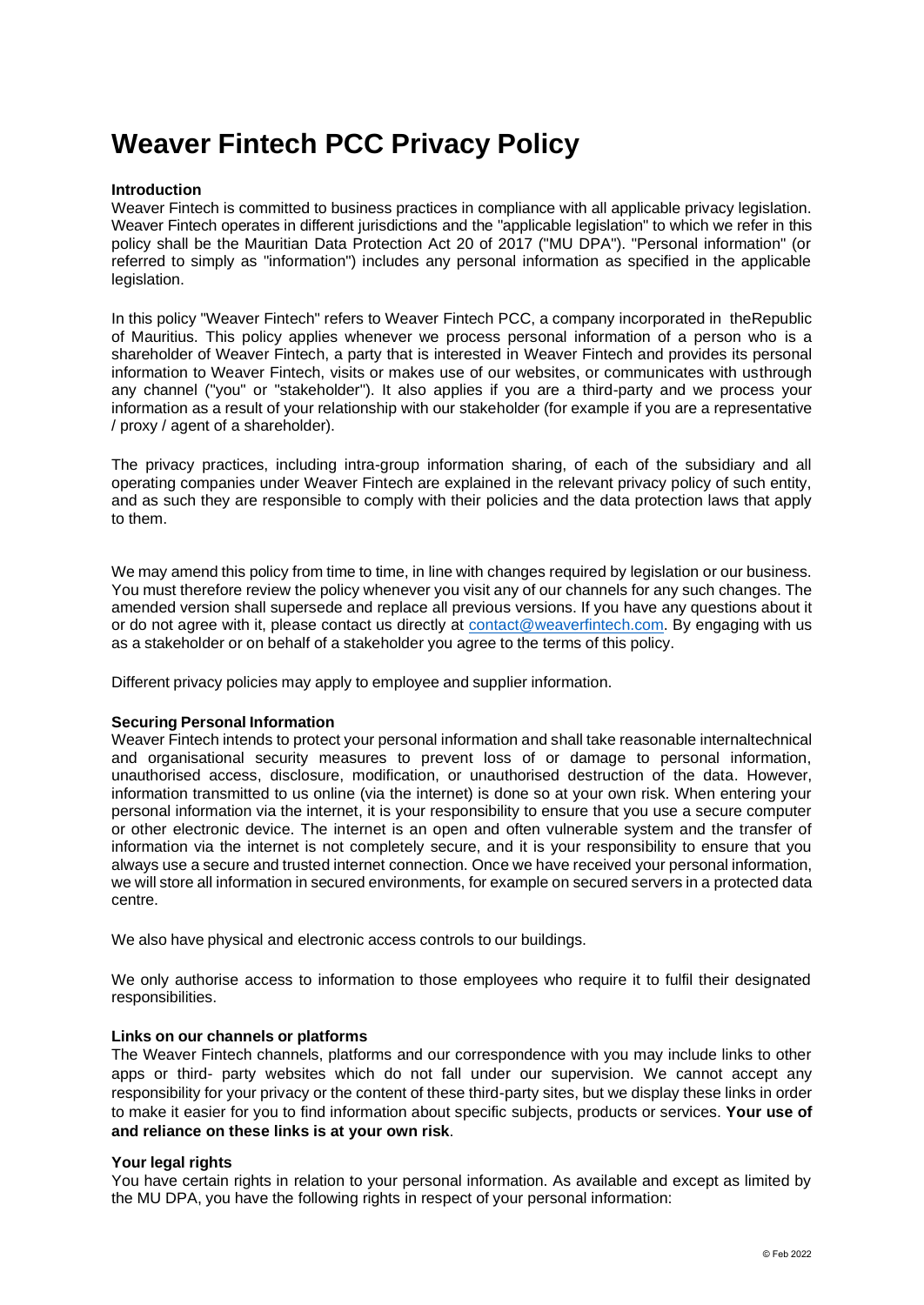# Weaver Fintech PCC Privacy Policy

**Introduction**

Weaver Fintech is committed to business practices in compliance with all applicable privacy legislation. Weaver Fintech operates in different jurisdictions and the "applicable legislation" to which we refer in this policy shall be the Mauritian Data Protection Act 20 of 2017 ("MU DPA"). "Personal information" (or referred to simply as "information") includes any personal information as specified in the applicable legislation.

In this policy "Weaver Fintech" refers to Weaver Fintech PCC, a company incorporated in theRepublic of Mauritius. This policy applies whenever we process personal information of a person who is a shareholder of Weaver Fintech, a party that is interested in Weaver Fintech and provides its personal information to Weaver Fintech, visits or makes use of our websites, or communicates with usthrough any channel ("you" or "stakeholder"). It also applies if you are a third-party and we process your information as a result of your relationship with our stakeholder (for example if you are a representative / proxy / agent of a shareholder).

The privacy practices, including intra-group information sharing, of each of the subsidiary and all operating companies under Weaver Fintech are explained in the relevant privacy policy of such entity, and as such they are responsible to comply with their policies and the data protection laws that apply to them.

We may amend this policy from time to time, in line with changes required by legislation or our business. You must therefore review the policy whenever you visit any of our channels for any such changes. The amended version shall supersede and replace all previous versions. If you have any questions about it or do not agree with it, please contact us directly at contact@weaverfintech.com. By engaging with us as a stakeholder or on behalf of a stakeholder you agree to the terms of this policy.

Different privacy policies may apply to employee and supplier information.

**Securing Personal Information**

Weaver Fintech intends to protect your personal information and shall take reasonable internaltechnical and organisational security measures to prevent loss of or damage to personal information, unauthorised access, disclosure, modification, or unauthorised destruction of the data. However, information transmitted to us online (via the internet) is done so at your own risk. When entering your personal information via the internet, it is your responsibility to ensure that you use a secure computer or other electronic device. The internet is an open and often vulnerable system and the transfer of information via the internet is not completely secure, and it is your responsibility to ensure that you always use a secure and trusted internet connection. Once we have received your personal information, we will store all information in secured environments, for example on secured servers in a protected data centre.

We also have physical and electronic access controls to our buildings.

We only authorise access to information to those employees who require it to fulfil their designated responsibilities.

**Links on our channels or platforms**

The Weaver Fintech channels, platforms and our correspondence with you may include links to other apps or third- party websites which do not fall under our supervision. We cannot accept any responsibility for your privacy or the content of these third-party sites, but we display these links in order to make it easier for you to find information about specific subjects, products or services. **Your use of and reliance on these links is at your own risk**.

**Your legal rights**

You have certain rights in relation to your personal information. As available and except as limited by the MU DPA, you have the following rights in respect of your personal information: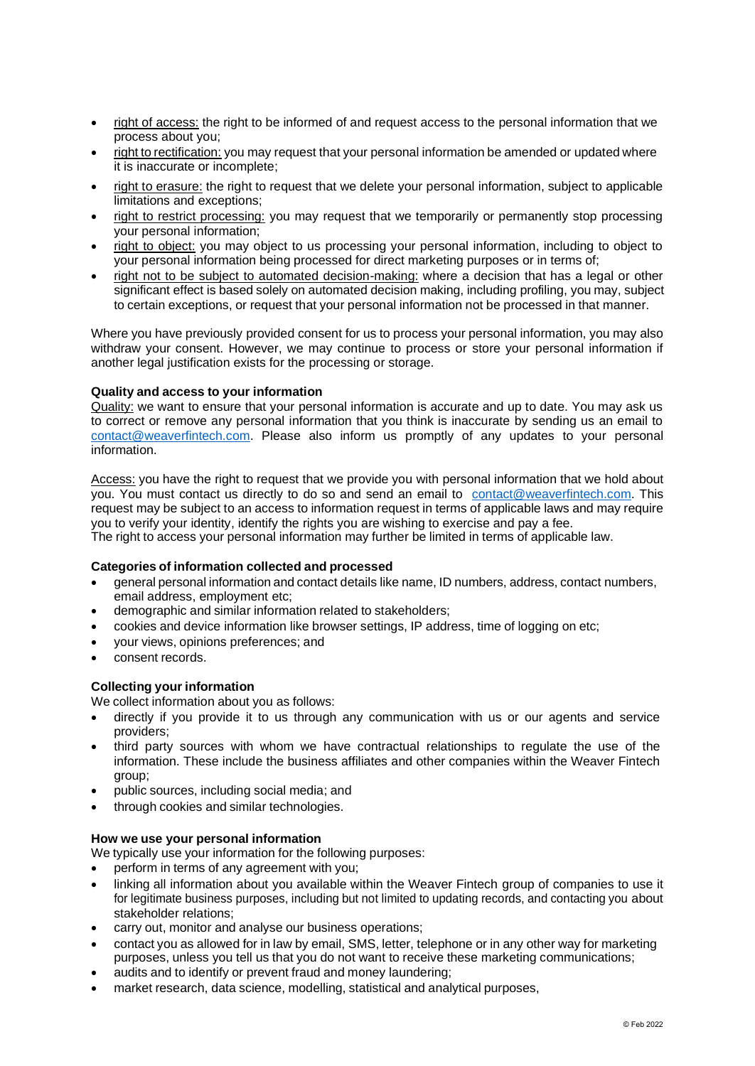- right of access: the right to be informed of and request access to the personal information that we process about you;
- right to rectification: you may request that your personal information be amended or updated where it is inaccurate or incomplete;
- right to erasure: the right to request that we delete your personal information, subject to applicable limitations and exceptions;
- right to restrict processing: you may request that we temporarily or permanently stop processing your personal information;
- right to object: you may object to us processing your personal information, including to object to your personal information being processed for direct marketing purposes or in terms of;
- right not to be subject to automated decision-making: where a decision that has a legal or other significant effect is based solely on automated decision making, including profiling, you may, subject to certain exceptions, or request that your personal information not be processed in that manner.

Where you have previously provided consent for us to process your personal information, you may also withdraw your consent. However, we may continue to process or store your personal information if another legal justification exists for the processing or storage.

**Quality and access to your information**

Quality: we want to ensure that your personal information is accurate and up to date. You may ask us to correct or remove any personal information that you think is inaccurate by sending us an email to contact@weaverfintech.com. Please also inform us promptly of any updates to your personal information.

Access: you have the right to request that we provide you with personal information that we hold about you. You must contact us directly to do so and send an email to contact@weaverfintech.com. This request may be subject to an access to information request in terms of applicable laws and may require you to verify your identity, identify the rights you are wishing to exercise and pay a fee.
The right to access your personal information may further be limited in terms of applicable law.

**Categories of information collected and processed**

- general personal information and contact details like name, ID numbers, address, contact numbers, email address, employment etc;
- demographic and similar information related to stakeholders;
- cookies and device information like browser settings, IP address, time of logging on etc;
- your views, opinions preferences; and
- consent records.

**Collecting your information**

We collect information about you as follows:

- directly if you provide it to us through any communication with us or our agents and service providers;
- third party sources with whom we have contractual relationships to regulate the use of the information. These include the business affiliates and other companies within the Weaver Fintech group;
- public sources, including social media; and
- through cookies and similar technologies.

**How we use your personal information**

We typically use your information for the following purposes:

- perform in terms of any agreement with you;
- linking all information about you available within the Weaver Fintech group of companies to use it for legitimate business purposes, including but not limited to updating records, and contacting you about stakeholder relations;
- carry out, monitor and analyse our business operations;
- contact you as allowed for in law by email, SMS, letter, telephone or in any other way for marketing purposes, unless you tell us that you do not want to receive these marketing communications;
- audits and to identify or prevent fraud and money laundering;
- market research, data science, modelling, statistical and analytical purposes,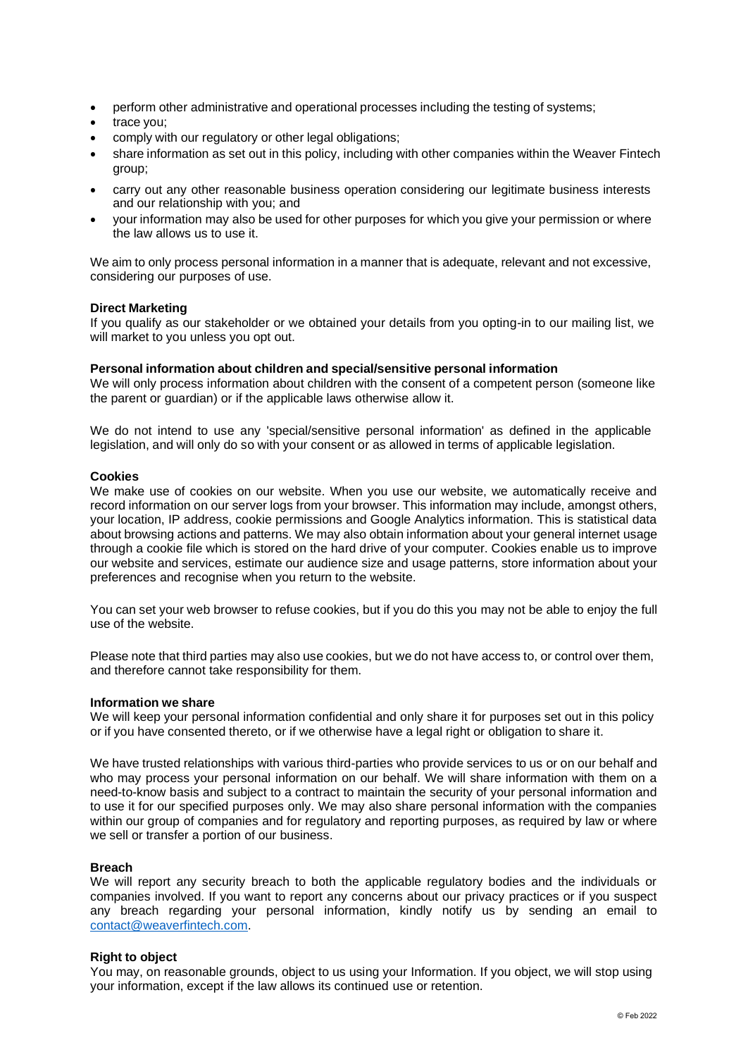- perform other administrative and operational processes including the testing of systems;
- trace you;
- comply with our regulatory or other legal obligations;
- share information as set out in this policy, including with other companies within the Weaver Fintech group;
- carry out any other reasonable business operation considering our legitimate business interests and our relationship with you; and
- your information may also be used for other purposes for which you give your permission or where the law allows us to use it.

We aim to only process personal information in a manner that is adequate, relevant and not excessive, considering our purposes of use.

**Direct Marketing**
If you qualify as our stakeholder or we obtained your details from you opting-in to our mailing list, we will market to you unless you opt out.

**Personal information about children and special/sensitive personal information**
We will only process information about children with the consent of a competent person (someone like the parent or guardian) or if the applicable laws otherwise allow it.

We do not intend to use any 'special/sensitive personal information' as defined in the applicable legislation, and will only do so with your consent or as allowed in terms of applicable legislation.

**Cookies**
We make use of cookies on our website. When you use our website, we automatically receive and record information on our server logs from your browser. This information may include, amongst others, your location, IP address, cookie permissions and Google Analytics information. This is statistical data about browsing actions and patterns. We may also obtain information about your general internet usage through a cookie file which is stored on the hard drive of your computer. Cookies enable us to improve our website and services, estimate our audience size and usage patterns, store information about your preferences and recognise when you return to the website.

You can set your web browser to refuse cookies, but if you do this you may not be able to enjoy the full use of the website.

Please note that third parties may also use cookies, but we do not have access to, or control over them, and therefore cannot take responsibility for them.

**Information we share**
We will keep your personal information confidential and only share it for purposes set out in this policy or if you have consented thereto, or if we otherwise have a legal right or obligation to share it.

We have trusted relationships with various third-parties who provide services to us or on our behalf and who may process your personal information on our behalf. We will share information with them on a need-to-know basis and subject to a contract to maintain the security of your personal information and to use it for our specified purposes only. We may also share personal information with the companies within our group of companies and for regulatory and reporting purposes, as required by law or where we sell or transfer a portion of our business.

**Breach**
We will report any security breach to both the applicable regulatory bodies and the individuals or companies involved. If you want to report any concerns about our privacy practices or if you suspect any breach regarding your personal information, kindly notify us by sending an email to contact@weaverfintech.com.

**Right to object**
You may, on reasonable grounds, object to us using your Information. If you object, we will stop using your information, except if the law allows its continued use or retention.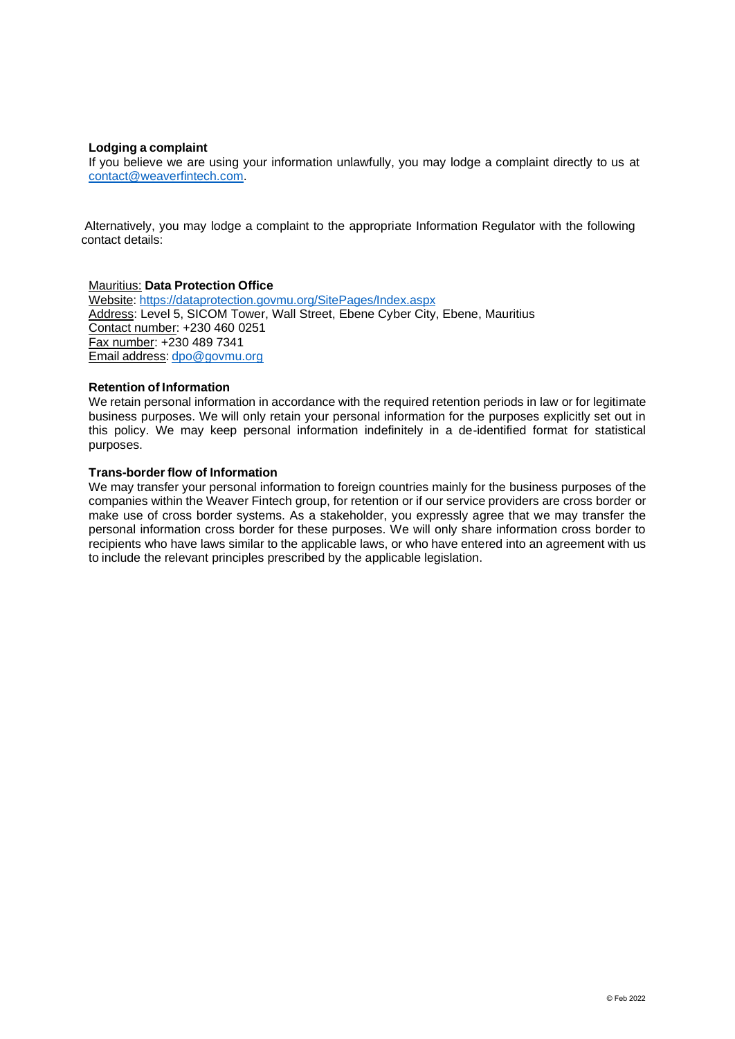**Lodging a complaint**

If you believe we are using your information unlawfully, you may lodge a complaint directly to us at contact@weaverfintech.com.

Alternatively, you may lodge a complaint to the appropriate Information Regulator with the following contact details:

Mauritius: **Data Protection Office**
Website: https://dataprotection.govmu.org/SitePages/Index.aspx
Address: Level 5, SICOM Tower, Wall Street, Ebene Cyber City, Ebene, Mauritius
Contact number: +230 460 0251
Fax number: +230 489 7341
Email address: dpo@govmu.org

**Retention of Information**

We retain personal information in accordance with the required retention periods in law or for legitimate business purposes. We will only retain your personal information for the purposes explicitly set out in this policy. We may keep personal information indefinitely in a de-identified format for statistical purposes.

**Trans-border flow of Information**

We may transfer your personal information to foreign countries mainly for the business purposes of the companies within the Weaver Fintech group, for retention or if our service providers are cross border or make use of cross border systems. As a stakeholder, you expressly agree that we may transfer the personal information cross border for these purposes. We will only share information cross border to recipients who have laws similar to the applicable laws, or who have entered into an agreement with us to include the relevant principles prescribed by the applicable legislation.

© Feb 2022